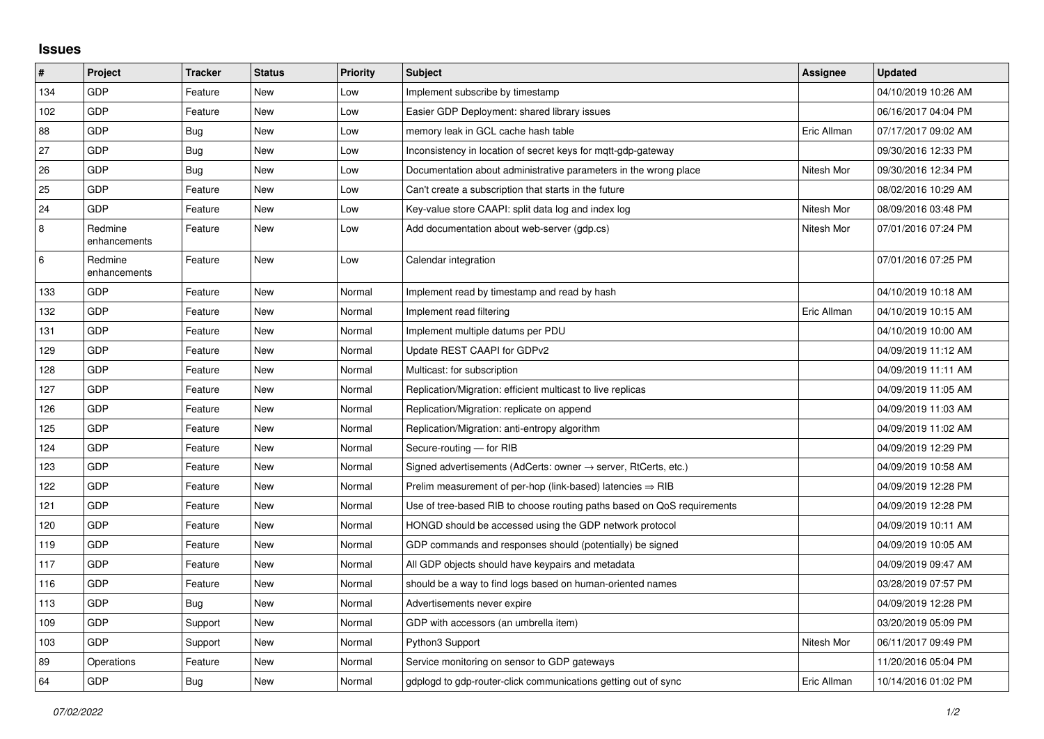## Issues

| # | Project | Tracker | Status | Priority | Subject | Assignee | Updated |
|---|---|---|---|---|---|---|---|
| 134 | GDP | Feature | New | Low | Implement subscribe by timestamp | | 04/10/2019 10:26 AM |
| 102 | GDP | Feature | New | Low | Easier GDP Deployment: shared library issues | | 06/16/2017 04:04 PM |
| 88 | GDP | Bug | New | Low | memory leak in GCL cache hash table | Eric Allman | 07/17/2017 09:02 AM |
| 27 | GDP | Bug | New | Low | Inconsistency in location of secret keys for mqtt-gdp-gateway | | 09/30/2016 12:33 PM |
| 26 | GDP | Bug | New | Low | Documentation about administrative parameters in the wrong place | Nitesh Mor | 09/30/2016 12:34 PM |
| 25 | GDP | Feature | New | Low | Can't create a subscription that starts in the future | | 08/02/2016 10:29 AM |
| 24 | GDP | Feature | New | Low | Key-value store CAAPI: split data log and index log | Nitesh Mor | 08/09/2016 03:48 PM |
| 8 | Redmine enhancements | Feature | New | Low | Add documentation about web-server (gdp.cs) | Nitesh Mor | 07/01/2016 07:24 PM |
| 6 | Redmine enhancements | Feature | New | Low | Calendar integration | | 07/01/2016 07:25 PM |
| 133 | GDP | Feature | New | Normal | Implement read by timestamp and read by hash | | 04/10/2019 10:18 AM |
| 132 | GDP | Feature | New | Normal | Implement read filtering | Eric Allman | 04/10/2019 10:15 AM |
| 131 | GDP | Feature | New | Normal | Implement multiple datums per PDU | | 04/10/2019 10:00 AM |
| 129 | GDP | Feature | New | Normal | Update REST CAAPI for GDPv2 | | 04/09/2019 11:12 AM |
| 128 | GDP | Feature | New | Normal | Multicast: for subscription | | 04/09/2019 11:11 AM |
| 127 | GDP | Feature | New | Normal | Replication/Migration: efficient multicast to live replicas | | 04/09/2019 11:05 AM |
| 126 | GDP | Feature | New | Normal | Replication/Migration: replicate on append | | 04/09/2019 11:03 AM |
| 125 | GDP | Feature | New | Normal | Replication/Migration: anti-entropy algorithm | | 04/09/2019 11:02 AM |
| 124 | GDP | Feature | New | Normal | Secure-routing — for RIB | | 04/09/2019 12:29 PM |
| 123 | GDP | Feature | New | Normal | Signed advertisements (AdCerts: owner → server, RtCerts, etc.) | | 04/09/2019 10:58 AM |
| 122 | GDP | Feature | New | Normal | Prelim measurement of per-hop (link-based) latencies ⇒ RIB | | 04/09/2019 12:28 PM |
| 121 | GDP | Feature | New | Normal | Use of tree-based RIB to choose routing paths based on QoS requirements | | 04/09/2019 12:28 PM |
| 120 | GDP | Feature | New | Normal | HONGD should be accessed using the GDP network protocol | | 04/09/2019 10:11 AM |
| 119 | GDP | Feature | New | Normal | GDP commands and responses should (potentially) be signed | | 04/09/2019 10:05 AM |
| 117 | GDP | Feature | New | Normal | All GDP objects should have keypairs and metadata | | 04/09/2019 09:47 AM |
| 116 | GDP | Feature | New | Normal | should be a way to find logs based on human-oriented names | | 03/28/2019 07:57 PM |
| 113 | GDP | Bug | New | Normal | Advertisements never expire | | 04/09/2019 12:28 PM |
| 109 | GDP | Support | New | Normal | GDP with accessors (an umbrella item) | | 03/20/2019 05:09 PM |
| 103 | GDP | Support | New | Normal | Python3 Support | Nitesh Mor | 06/11/2017 09:49 PM |
| 89 | Operations | Feature | New | Normal | Service monitoring on sensor to GDP gateways | | 11/20/2016 05:04 PM |
| 64 | GDP | Bug | New | Normal | gdplogd to gdp-router-click communications getting out of sync | Eric Allman | 10/14/2016 01:02 PM |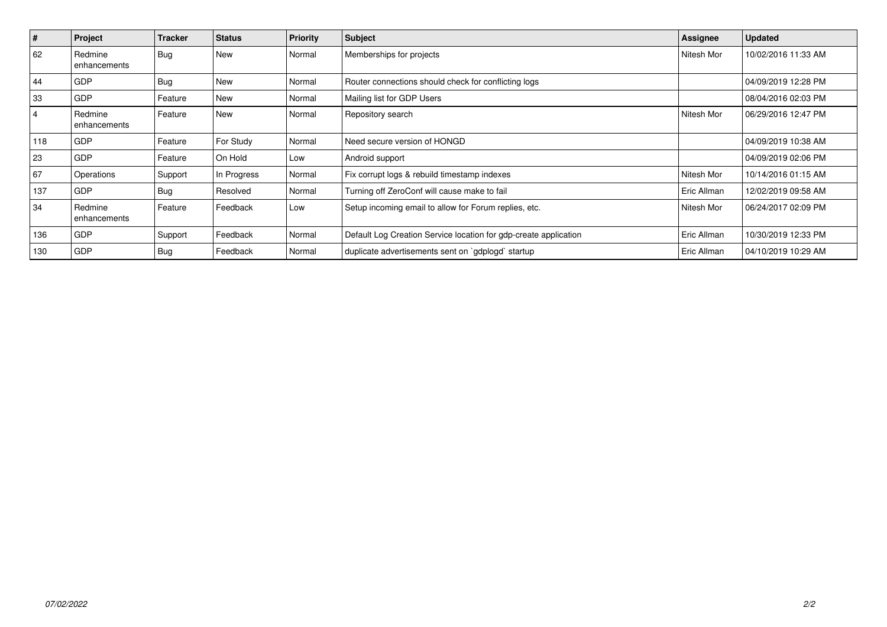| # | Project | Tracker | Status | Priority | Subject | Assignee | Updated |
|---|---|---|---|---|---|---|---|
| 62 | Redmine enhancements | Bug | New | Normal | Memberships for projects | Nitesh Mor | 10/02/2016 11:33 AM |
| 44 | GDP | Bug | New | Normal | Router connections should check for conflicting logs | | 04/09/2019 12:28 PM |
| 33 | GDP | Feature | New | Normal | Mailing list for GDP Users | | 08/04/2016 02:03 PM |
| 4 | Redmine enhancements | Feature | New | Normal | Repository search | Nitesh Mor | 06/29/2016 12:47 PM |
| 118 | GDP | Feature | For Study | Normal | Need secure version of HONGD | | 04/09/2019 10:38 AM |
| 23 | GDP | Feature | On Hold | Low | Android support | | 04/09/2019 02:06 PM |
| 67 | Operations | Support | In Progress | Normal | Fix corrupt logs & rebuild timestamp indexes | Nitesh Mor | 10/14/2016 01:15 AM |
| 137 | GDP | Bug | Resolved | Normal | Turning off ZeroConf will cause make to fail | Eric Allman | 12/02/2019 09:58 AM |
| 34 | Redmine enhancements | Feature | Feedback | Low | Setup incoming email to allow for Forum replies, etc. | Nitesh Mor | 06/24/2017 02:09 PM |
| 136 | GDP | Support | Feedback | Normal | Default Log Creation Service location for gdp-create application | Eric Allman | 10/30/2019 12:33 PM |
| 130 | GDP | Bug | Feedback | Normal | duplicate advertisements sent on `gdplogd` startup | Eric Allman | 04/10/2019 10:29 AM |